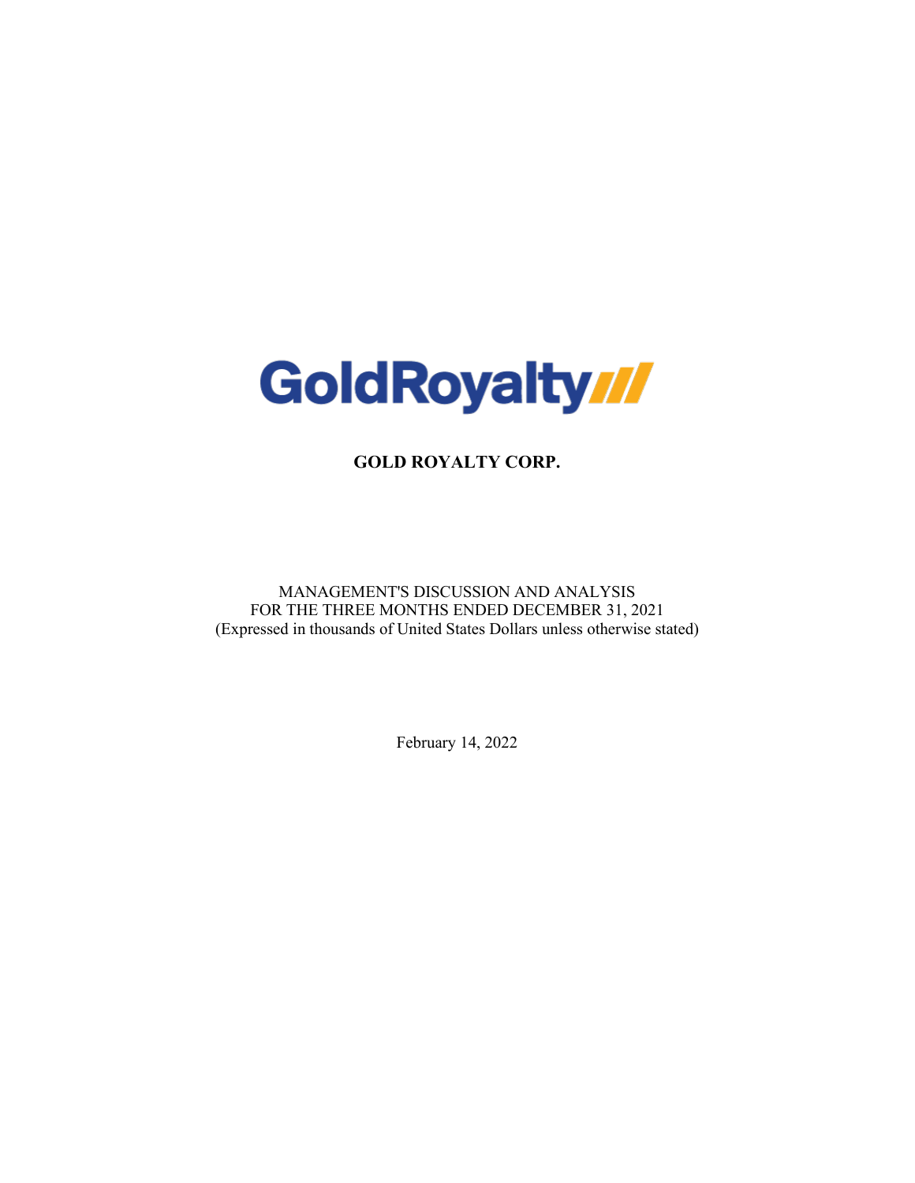GoldRoyalty

# GOLD ROYALTY CORP.

MANAGEMENT'S DISCUSSION AND ANALYSIS
FOR THE THREE MONTHS ENDED DECEMBER 31, 2021
(Expressed in thousands of United States Dollars unless otherwise stated)

February 14, 2022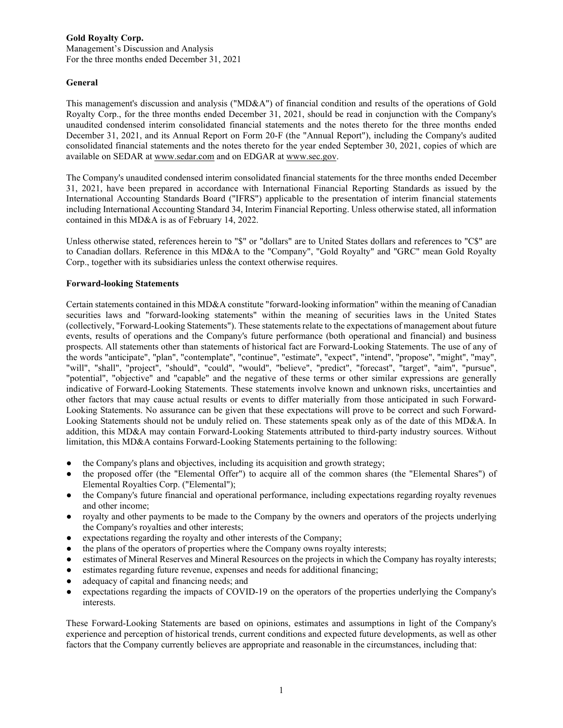**Gold Royalty Corp.**
Management's Discussion and Analysis
For the three months ended December 31, 2021

**General**

This management's discussion and analysis ("MD&A") of financial condition and results of the operations of Gold Royalty Corp., for the three months ended December 31, 2021, should be read in conjunction with the Company's unaudited condensed interim consolidated financial statements and the notes thereto for the three months ended December 31, 2021, and its Annual Report on Form 20-F (the "Annual Report"), including the Company's audited consolidated financial statements and the notes thereto for the year ended September 30, 2021, copies of which are available on SEDAR at www.sedar.com and on EDGAR at www.sec.gov.

The Company's unaudited condensed interim consolidated financial statements for the three months ended December 31, 2021, have been prepared in accordance with International Financial Reporting Standards as issued by the International Accounting Standards Board ("IFRS") applicable to the presentation of interim financial statements including International Accounting Standard 34, Interim Financial Reporting. Unless otherwise stated, all information contained in this MD&A is as of February 14, 2022.

Unless otherwise stated, references herein to "$" or "dollars" are to United States dollars and references to "C$" are to Canadian dollars. Reference in this MD&A to the "Company", "Gold Royalty" and "GRC" mean Gold Royalty Corp., together with its subsidiaries unless the context otherwise requires.

**Forward-looking Statements**

Certain statements contained in this MD&A constitute "forward-looking information" within the meaning of Canadian securities laws and "forward-looking statements" within the meaning of securities laws in the United States (collectively, "Forward-Looking Statements"). These statements relate to the expectations of management about future events, results of operations and the Company's future performance (both operational and financial) and business prospects. All statements other than statements of historical fact are Forward-Looking Statements. The use of any of the words "anticipate", "plan", "contemplate", "continue", "estimate", "expect", "intend", "propose", "might", "may", "will", "shall", "project", "should", "could", "would", "believe", "predict", "forecast", "target", "aim", "pursue", "potential", "objective" and "capable" and the negative of these terms or other similar expressions are generally indicative of Forward-Looking Statements. These statements involve known and unknown risks, uncertainties and other factors that may cause actual results or events to differ materially from those anticipated in such Forward-Looking Statements. No assurance can be given that these expectations will prove to be correct and such Forward-Looking Statements should not be unduly relied on. These statements speak only as of the date of this MD&A. In addition, this MD&A may contain Forward-Looking Statements attributed to third-party industry sources. Without limitation, this MD&A contains Forward-Looking Statements pertaining to the following:

- the Company's plans and objectives, including its acquisition and growth strategy;
- the proposed offer (the "Elemental Offer") to acquire all of the common shares (the "Elemental Shares") of Elemental Royalties Corp. ("Elemental");
- the Company's future financial and operational performance, including expectations regarding royalty revenues and other income;
- royalty and other payments to be made to the Company by the owners and operators of the projects underlying the Company's royalties and other interests;
- expectations regarding the royalty and other interests of the Company;
- the plans of the operators of properties where the Company owns royalty interests;
- estimates of Mineral Reserves and Mineral Resources on the projects in which the Company has royalty interests;
- estimates regarding future revenue, expenses and needs for additional financing;
- adequacy of capital and financing needs; and
- expectations regarding the impacts of COVID-19 on the operators of the properties underlying the Company's interests.

These Forward-Looking Statements are based on opinions, estimates and assumptions in light of the Company's experience and perception of historical trends, current conditions and expected future developments, as well as other factors that the Company currently believes are appropriate and reasonable in the circumstances, including that: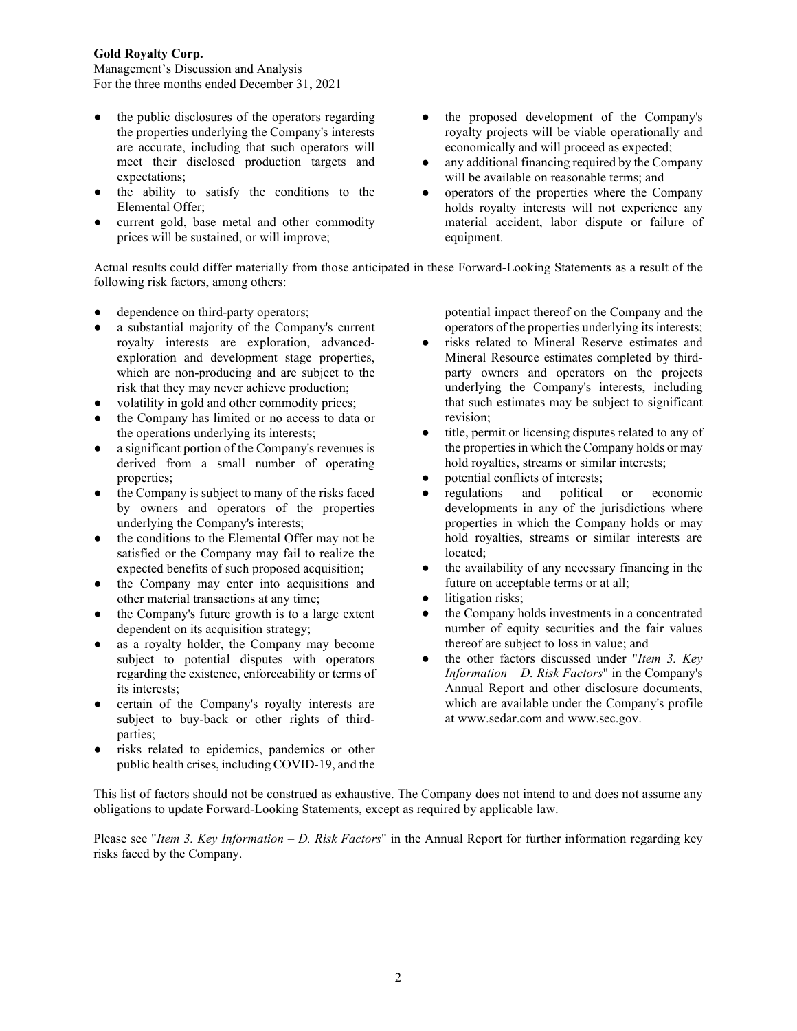- the public disclosures of the operators regarding the properties underlying the Company's interests are accurate, including that such operators will meet their disclosed production targets and expectations;
- the ability to satisfy the conditions to the Elemental Offer;
- current gold, base metal and other commodity prices will be sustained, or will improve;
- the proposed development of the Company's royalty projects will be viable operationally and economically and will proceed as expected;
- any additional financing required by the Company will be available on reasonable terms; and
- operators of the properties where the Company holds royalty interests will not experience any material accident, labor dispute or failure of equipment.

Actual results could differ materially from those anticipated in these Forward-Looking Statements as a result of the following risk factors, among others:

- dependence on third-party operators;
- a substantial majority of the Company's current royalty interests are exploration, advanced-exploration and development stage properties, which are non-producing and are subject to the risk that they may never achieve production;
- volatility in gold and other commodity prices;
- the Company has limited or no access to data or the operations underlying its interests;
- a significant portion of the Company's revenues is derived from a small number of operating properties;
- the Company is subject to many of the risks faced by owners and operators of the properties underlying the Company's interests;
- the conditions to the Elemental Offer may not be satisfied or the Company may fail to realize the expected benefits of such proposed acquisition;
- the Company may enter into acquisitions and other material transactions at any time;
- the Company's future growth is to a large extent dependent on its acquisition strategy;
- as a royalty holder, the Company may become subject to potential disputes with operators regarding the existence, enforceability or terms of its interests;
- certain of the Company's royalty interests are subject to buy-back or other rights of third-parties;
- risks related to epidemics, pandemics or other public health crises, including COVID-19, and the potential impact thereof on the Company and the operators of the properties underlying its interests;
- risks related to Mineral Reserve estimates and Mineral Resource estimates completed by third-party owners and operators on the projects underlying the Company's interests, including that such estimates may be subject to significant revision;
- title, permit or licensing disputes related to any of the properties in which the Company holds or may hold royalties, streams or similar interests;
- potential conflicts of interests;
- regulations and political or economic developments in any of the jurisdictions where properties in which the Company holds or may hold royalties, streams or similar interests are located;
- the availability of any necessary financing in the future on acceptable terms or at all;
- litigation risks;
- the Company holds investments in a concentrated number of equity securities and the fair values thereof are subject to loss in value; and
- the other factors discussed under "*Item 3. Key Information – D. Risk Factors*" in the Company's Annual Report and other disclosure documents, which are available under the Company's profile at www.sedar.com and www.sec.gov.

This list of factors should not be construed as exhaustive. The Company does not intend to and does not assume any obligations to update Forward-Looking Statements, except as required by applicable law.

Please see "*Item 3. Key Information – D. Risk Factors*" in the Annual Report for further information regarding key risks faced by the Company.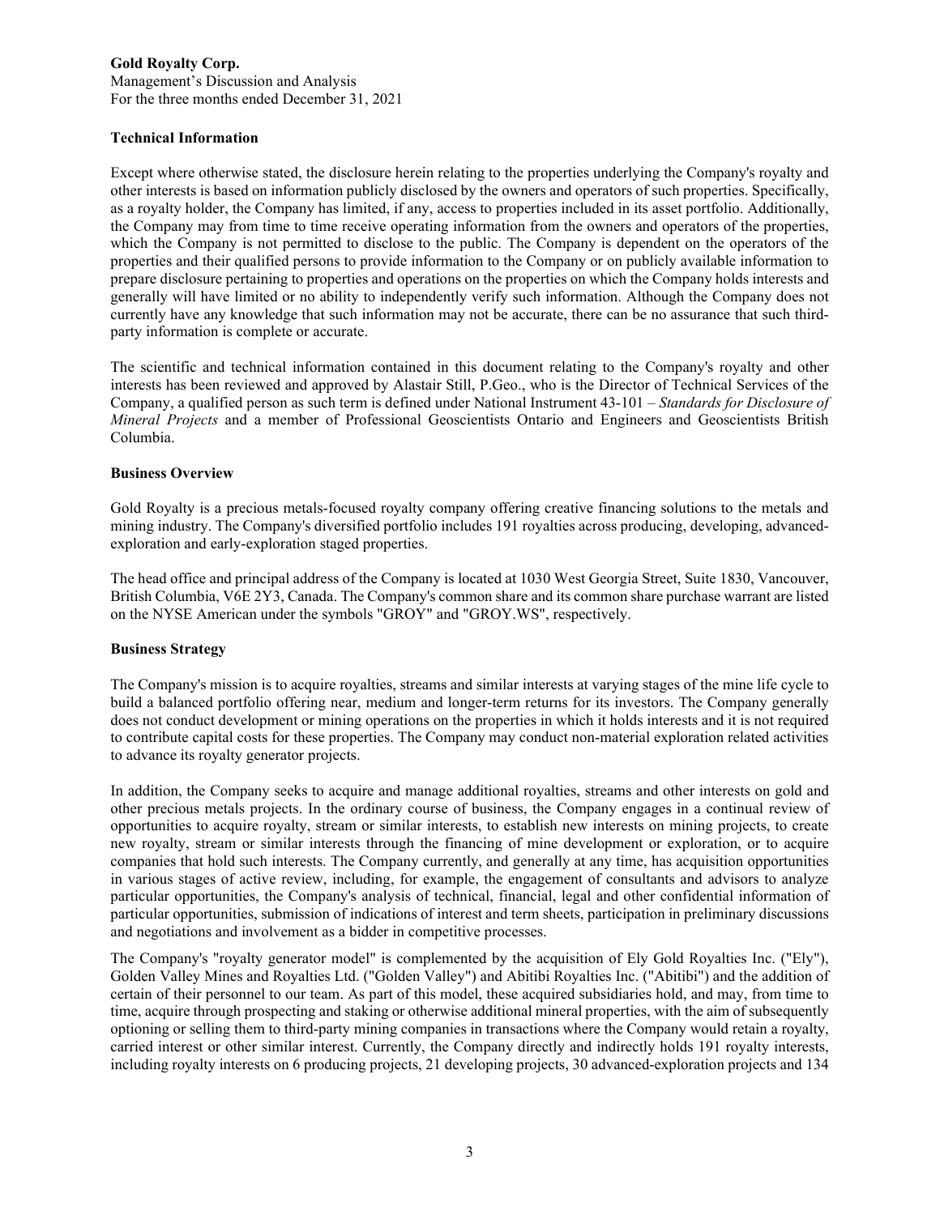**Technical Information**

Except where otherwise stated, the disclosure herein relating to the properties underlying the Company's royalty and other interests is based on information publicly disclosed by the owners and operators of such properties. Specifically, as a royalty holder, the Company has limited, if any, access to properties included in its asset portfolio. Additionally, the Company may from time to time receive operating information from the owners and operators of the properties, which the Company is not permitted to disclose to the public. The Company is dependent on the operators of the properties and their qualified persons to provide information to the Company or on publicly available information to prepare disclosure pertaining to properties and operations on the properties on which the Company holds interests and generally will have limited or no ability to independently verify such information. Although the Company does not currently have any knowledge that such information may not be accurate, there can be no assurance that such third-party information is complete or accurate.

The scientific and technical information contained in this document relating to the Company's royalty and other interests has been reviewed and approved by Alastair Still, P.Geo., who is the Director of Technical Services of the Company, a qualified person as such term is defined under National Instrument 43-101 – *Standards for Disclosure of Mineral Projects* and a member of Professional Geoscientists Ontario and Engineers and Geoscientists British Columbia.

**Business Overview**

Gold Royalty is a precious metals-focused royalty company offering creative financing solutions to the metals and mining industry. The Company's diversified portfolio includes 191 royalties across producing, developing, advanced-exploration and early-exploration staged properties.

The head office and principal address of the Company is located at 1030 West Georgia Street, Suite 1830, Vancouver, British Columbia, V6E 2Y3, Canada. The Company's common share and its common share purchase warrant are listed on the NYSE American under the symbols "GROY" and "GROY.WS", respectively.

**Business Strategy**

The Company's mission is to acquire royalties, streams and similar interests at varying stages of the mine life cycle to build a balanced portfolio offering near, medium and longer-term returns for its investors. The Company generally does not conduct development or mining operations on the properties in which it holds interests and it is not required to contribute capital costs for these properties. The Company may conduct non-material exploration related activities to advance its royalty generator projects.

In addition, the Company seeks to acquire and manage additional royalties, streams and other interests on gold and other precious metals projects. In the ordinary course of business, the Company engages in a continual review of opportunities to acquire royalty, stream or similar interests, to establish new interests on mining projects, to create new royalty, stream or similar interests through the financing of mine development or exploration, or to acquire companies that hold such interests. The Company currently, and generally at any time, has acquisition opportunities in various stages of active review, including, for example, the engagement of consultants and advisors to analyze particular opportunities, the Company's analysis of technical, financial, legal and other confidential information of particular opportunities, submission of indications of interest and term sheets, participation in preliminary discussions and negotiations and involvement as a bidder in competitive processes.

The Company's "royalty generator model" is complemented by the acquisition of Ely Gold Royalties Inc. ("Ely"), Golden Valley Mines and Royalties Ltd. ("Golden Valley") and Abitibi Royalties Inc. ("Abitibi") and the addition of certain of their personnel to our team. As part of this model, these acquired subsidiaries hold, and may, from time to time, acquire through prospecting and staking or otherwise additional mineral properties, with the aim of subsequently optioning or selling them to third-party mining companies in transactions where the Company would retain a royalty, carried interest or other similar interest. Currently, the Company directly and indirectly holds 191 royalty interests, including royalty interests on 6 producing projects, 21 developing projects, 30 advanced-exploration projects and 134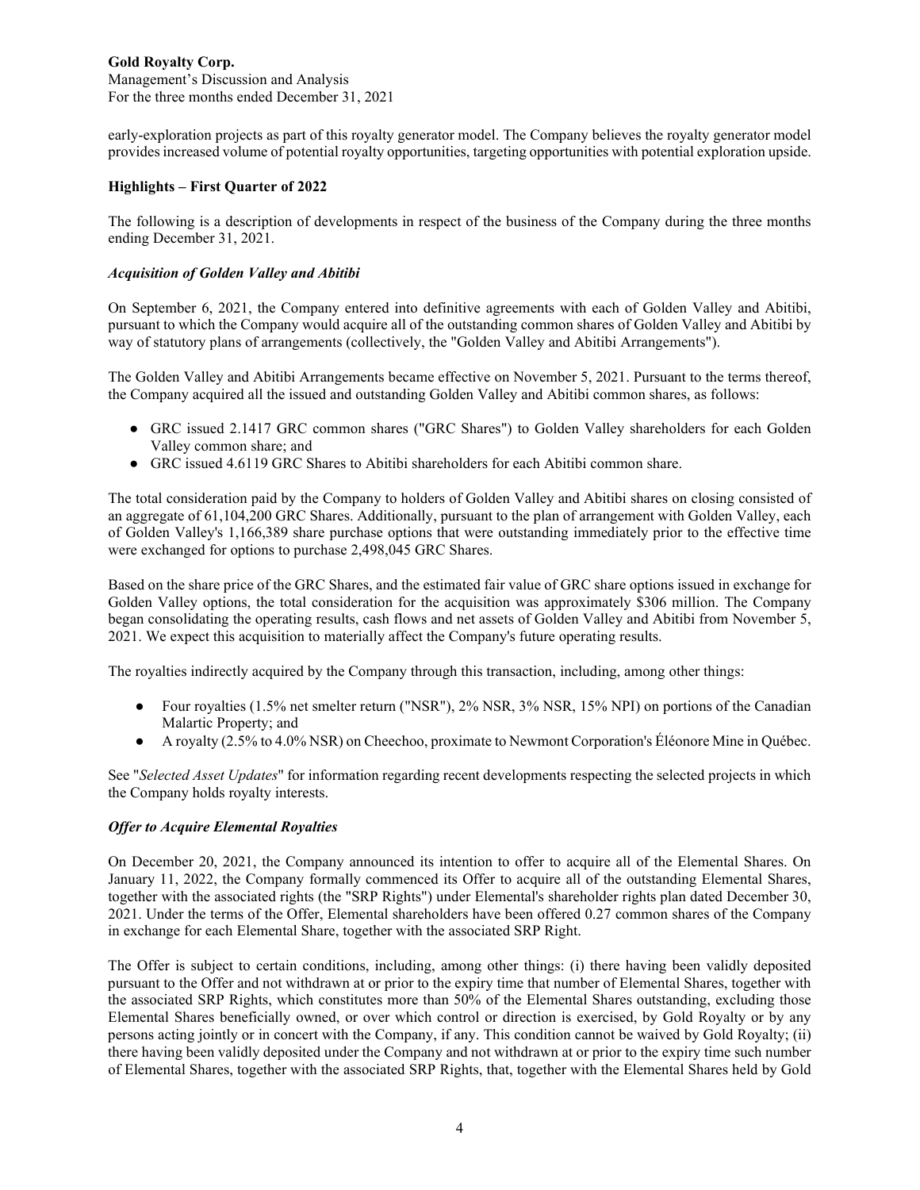early-exploration projects as part of this royalty generator model. The Company believes the royalty generator model provides increased volume of potential royalty opportunities, targeting opportunities with potential exploration upside.

## Highlights – First Quarter of 2022

The following is a description of developments in respect of the business of the Company during the three months ending December 31, 2021.

### *Acquisition of Golden Valley and Abitibi*

On September 6, 2021, the Company entered into definitive agreements with each of Golden Valley and Abitibi, pursuant to which the Company would acquire all of the outstanding common shares of Golden Valley and Abitibi by way of statutory plans of arrangements (collectively, the "Golden Valley and Abitibi Arrangements").

The Golden Valley and Abitibi Arrangements became effective on November 5, 2021. Pursuant to the terms thereof, the Company acquired all the issued and outstanding Golden Valley and Abitibi common shares, as follows:

- GRC issued 2.1417 GRC common shares ("GRC Shares") to Golden Valley shareholders for each Golden Valley common share; and
- GRC issued 4.6119 GRC Shares to Abitibi shareholders for each Abitibi common share.

The total consideration paid by the Company to holders of Golden Valley and Abitibi shares on closing consisted of an aggregate of 61,104,200 GRC Shares. Additionally, pursuant to the plan of arrangement with Golden Valley, each of Golden Valley's 1,166,389 share purchase options that were outstanding immediately prior to the effective time were exchanged for options to purchase 2,498,045 GRC Shares.

Based on the share price of the GRC Shares, and the estimated fair value of GRC share options issued in exchange for Golden Valley options, the total consideration for the acquisition was approximately $306 million. The Company began consolidating the operating results, cash flows and net assets of Golden Valley and Abitibi from November 5, 2021. We expect this acquisition to materially affect the Company's future operating results.

The royalties indirectly acquired by the Company through this transaction, including, among other things:

- Four royalties (1.5% net smelter return ("NSR"), 2% NSR, 3% NSR, 15% NPI) on portions of the Canadian Malartic Property; and
- A royalty (2.5% to 4.0% NSR) on Cheechoo, proximate to Newmont Corporation's Éléonore Mine in Québec.

See "*Selected Asset Updates*" for information regarding recent developments respecting the selected projects in which the Company holds royalty interests.

### *Offer to Acquire Elemental Royalties*

On December 20, 2021, the Company announced its intention to offer to acquire all of the Elemental Shares. On January 11, 2022, the Company formally commenced its Offer to acquire all of the outstanding Elemental Shares, together with the associated rights (the "SRP Rights") under Elemental's shareholder rights plan dated December 30, 2021. Under the terms of the Offer, Elemental shareholders have been offered 0.27 common shares of the Company in exchange for each Elemental Share, together with the associated SRP Right.

The Offer is subject to certain conditions, including, among other things: (i) there having been validly deposited pursuant to the Offer and not withdrawn at or prior to the expiry time that number of Elemental Shares, together with the associated SRP Rights, which constitutes more than 50% of the Elemental Shares outstanding, excluding those Elemental Shares beneficially owned, or over which control or direction is exercised, by Gold Royalty or by any persons acting jointly or in concert with the Company, if any. This condition cannot be waived by Gold Royalty; (ii) there having been validly deposited under the Company and not withdrawn at or prior to the expiry time such number of Elemental Shares, together with the associated SRP Rights, that, together with the Elemental Shares held by Gold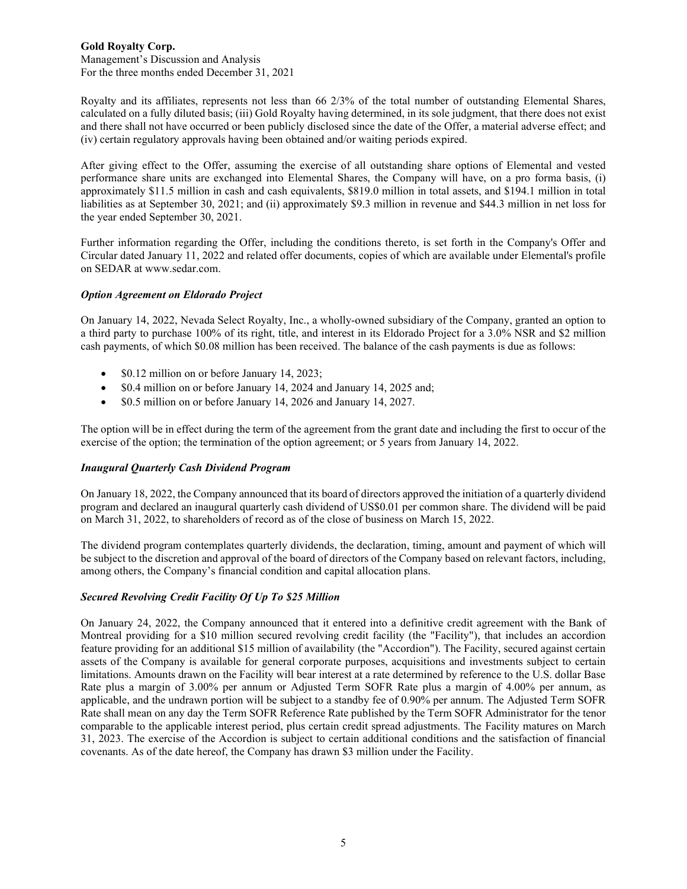Royalty and its affiliates, represents not less than 66 2/3% of the total number of outstanding Elemental Shares, calculated on a fully diluted basis; (iii) Gold Royalty having determined, in its sole judgment, that there does not exist and there shall not have occurred or been publicly disclosed since the date of the Offer, a material adverse effect; and (iv) certain regulatory approvals having been obtained and/or waiting periods expired.

After giving effect to the Offer, assuming the exercise of all outstanding share options of Elemental and vested performance share units are exchanged into Elemental Shares, the Company will have, on a pro forma basis, (i) approximately \$11.5 million in cash and cash equivalents, \$819.0 million in total assets, and \$194.1 million in total liabilities as at September 30, 2021; and (ii) approximately \$9.3 million in revenue and \$44.3 million in net loss for the year ended September 30, 2021.

Further information regarding the Offer, including the conditions thereto, is set forth in the Company's Offer and Circular dated January 11, 2022 and related offer documents, copies of which are available under Elemental's profile on SEDAR at www.sedar.com.

### *Option Agreement on Eldorado Project*

On January 14, 2022, Nevada Select Royalty, Inc., a wholly-owned subsidiary of the Company, granted an option to a third party to purchase 100% of its right, title, and interest in its Eldorado Project for a 3.0% NSR and \$2 million cash payments, of which \$0.08 million has been received. The balance of the cash payments is due as follows:

- \$0.12 million on or before January 14, 2023;
- \$0.4 million on or before January 14, 2024 and January 14, 2025 and;
- \$0.5 million on or before January 14, 2026 and January 14, 2027.

The option will be in effect during the term of the agreement from the grant date and including the first to occur of the exercise of the option; the termination of the option agreement; or 5 years from January 14, 2022.

### *Inaugural Quarterly Cash Dividend Program*

On January 18, 2022, the Company announced that its board of directors approved the initiation of a quarterly dividend program and declared an inaugural quarterly cash dividend of US\$0.01 per common share. The dividend will be paid on March 31, 2022, to shareholders of record as of the close of business on March 15, 2022.

The dividend program contemplates quarterly dividends, the declaration, timing, amount and payment of which will be subject to the discretion and approval of the board of directors of the Company based on relevant factors, including, among others, the Company's financial condition and capital allocation plans.

### *Secured Revolving Credit Facility Of Up To \$25 Million*

On January 24, 2022, the Company announced that it entered into a definitive credit agreement with the Bank of Montreal providing for a \$10 million secured revolving credit facility (the "Facility"), that includes an accordion feature providing for an additional \$15 million of availability (the "Accordion"). The Facility, secured against certain assets of the Company is available for general corporate purposes, acquisitions and investments subject to certain limitations. Amounts drawn on the Facility will bear interest at a rate determined by reference to the U.S. dollar Base Rate plus a margin of 3.00% per annum or Adjusted Term SOFR Rate plus a margin of 4.00% per annum, as applicable, and the undrawn portion will be subject to a standby fee of 0.90% per annum. The Adjusted Term SOFR Rate shall mean on any day the Term SOFR Reference Rate published by the Term SOFR Administrator for the tenor comparable to the applicable interest period, plus certain credit spread adjustments. The Facility matures on March 31, 2023. The exercise of the Accordion is subject to certain additional conditions and the satisfaction of financial covenants. As of the date hereof, the Company has drawn \$3 million under the Facility.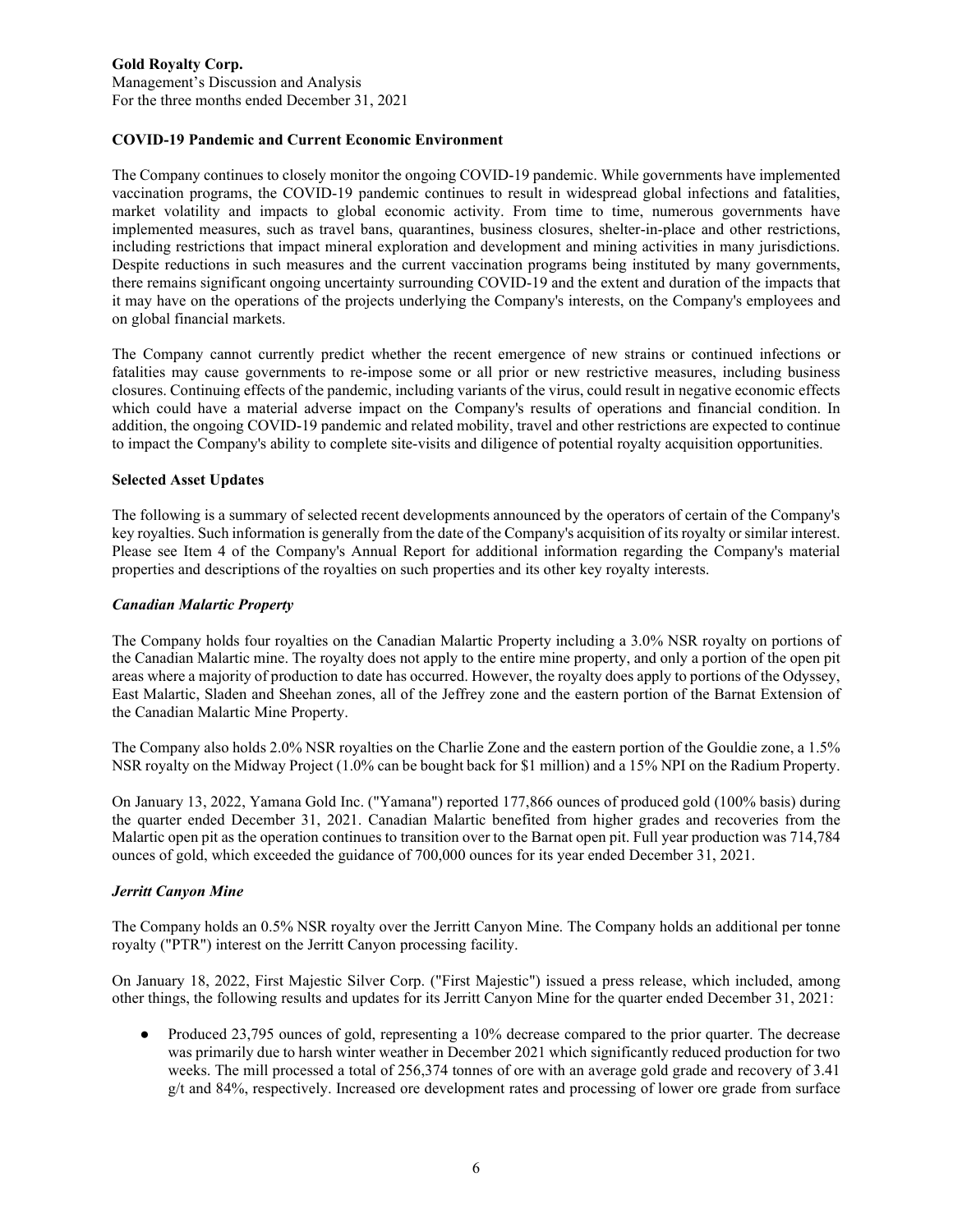### COVID-19 Pandemic and Current Economic Environment

The Company continues to closely monitor the ongoing COVID-19 pandemic. While governments have implemented vaccination programs, the COVID-19 pandemic continues to result in widespread global infections and fatalities, market volatility and impacts to global economic activity. From time to time, numerous governments have implemented measures, such as travel bans, quarantines, business closures, shelter-in-place and other restrictions, including restrictions that impact mineral exploration and development and mining activities in many jurisdictions. Despite reductions in such measures and the current vaccination programs being instituted by many governments, there remains significant ongoing uncertainty surrounding COVID-19 and the extent and duration of the impacts that it may have on the operations of the projects underlying the Company's interests, on the Company's employees and on global financial markets.

The Company cannot currently predict whether the recent emergence of new strains or continued infections or fatalities may cause governments to re-impose some or all prior or new restrictive measures, including business closures. Continuing effects of the pandemic, including variants of the virus, could result in negative economic effects which could have a material adverse impact on the Company's results of operations and financial condition. In addition, the ongoing COVID-19 pandemic and related mobility, travel and other restrictions are expected to continue to impact the Company's ability to complete site-visits and diligence of potential royalty acquisition opportunities.

### Selected Asset Updates

The following is a summary of selected recent developments announced by the operators of certain of the Company's key royalties. Such information is generally from the date of the Company's acquisition of its royalty or similar interest. Please see Item 4 of the Company's Annual Report for additional information regarding the Company's material properties and descriptions of the royalties on such properties and its other key royalty interests.

#### *Canadian Malartic Property*

The Company holds four royalties on the Canadian Malartic Property including a 3.0% NSR royalty on portions of the Canadian Malartic mine. The royalty does not apply to the entire mine property, and only a portion of the open pit areas where a majority of production to date has occurred. However, the royalty does apply to portions of the Odyssey, East Malartic, Sladen and Sheehan zones, all of the Jeffrey zone and the eastern portion of the Barnat Extension of the Canadian Malartic Mine Property.

The Company also holds 2.0% NSR royalties on the Charlie Zone and the eastern portion of the Gouldie zone, a 1.5% NSR royalty on the Midway Project (1.0% can be bought back for $1 million) and a 15% NPI on the Radium Property.

On January 13, 2022, Yamana Gold Inc. ("Yamana") reported 177,866 ounces of produced gold (100% basis) during the quarter ended December 31, 2021. Canadian Malartic benefited from higher grades and recoveries from the Malartic open pit as the operation continues to transition over to the Barnat open pit. Full year production was 714,784 ounces of gold, which exceeded the guidance of 700,000 ounces for its year ended December 31, 2021.

#### *Jerritt Canyon Mine*

The Company holds an 0.5% NSR royalty over the Jerritt Canyon Mine. The Company holds an additional per tonne royalty ("PTR") interest on the Jerritt Canyon processing facility.

On January 18, 2022, First Majestic Silver Corp. ("First Majestic") issued a press release, which included, among other things, the following results and updates for its Jerritt Canyon Mine for the quarter ended December 31, 2021:

- Produced 23,795 ounces of gold, representing a 10% decrease compared to the prior quarter. The decrease was primarily due to harsh winter weather in December 2021 which significantly reduced production for two weeks. The mill processed a total of 256,374 tonnes of ore with an average gold grade and recovery of 3.41 g/t and 84%, respectively. Increased ore development rates and processing of lower ore grade from surface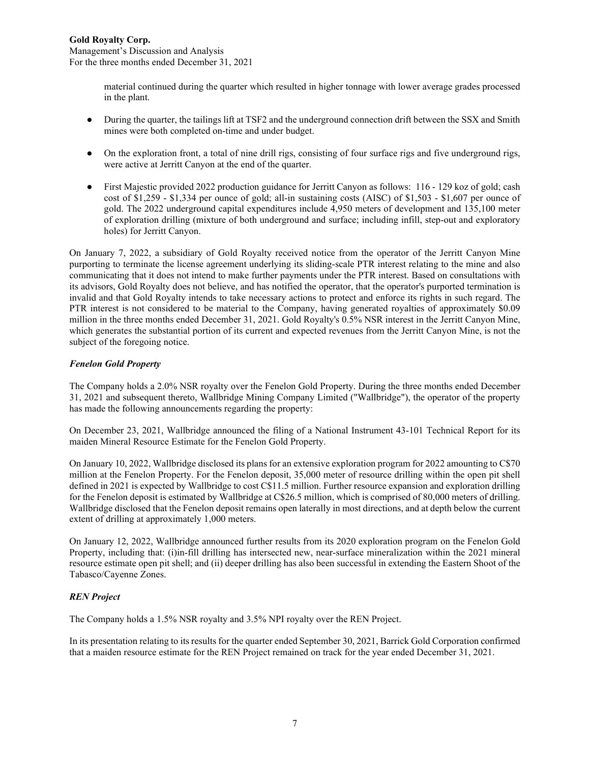material continued during the quarter which resulted in higher tonnage with lower average grades processed in the plant.

- During the quarter, the tailings lift at TSF2 and the underground connection drift between the SSX and Smith mines were both completed on-time and under budget.

- On the exploration front, a total of nine drill rigs, consisting of four surface rigs and five underground rigs, were active at Jerritt Canyon at the end of the quarter.

- First Majestic provided 2022 production guidance for Jerritt Canyon as follows: 116 - 129 koz of gold; cash cost of $1,259 - $1,334 per ounce of gold; all-in sustaining costs (AISC) of $1,503 - $1,607 per ounce of gold. The 2022 underground capital expenditures include 4,950 meters of development and 135,100 meter of exploration drilling (mixture of both underground and surface; including infill, step-out and exploratory holes) for Jerritt Canyon.

On January 7, 2022, a subsidiary of Gold Royalty received notice from the operator of the Jerritt Canyon Mine purporting to terminate the license agreement underlying its sliding-scale PTR interest relating to the mine and also communicating that it does not intend to make further payments under the PTR interest. Based on consultations with its advisors, Gold Royalty does not believe, and has notified the operator, that the operator's purported termination is invalid and that Gold Royalty intends to take necessary actions to protect and enforce its rights in such regard. The PTR interest is not considered to be material to the Company, having generated royalties of approximately $0.09 million in the three months ended December 31, 2021. Gold Royalty's 0.5% NSR interest in the Jerritt Canyon Mine, which generates the substantial portion of its current and expected revenues from the Jerritt Canyon Mine, is not the subject of the foregoing notice.

### *Fenelon Gold Property*

The Company holds a 2.0% NSR royalty over the Fenelon Gold Property. During the three months ended December 31, 2021 and subsequent thereto, Wallbridge Mining Company Limited ("Wallbridge"), the operator of the property has made the following announcements regarding the property:

On December 23, 2021, Wallbridge announced the filing of a National Instrument 43-101 Technical Report for its maiden Mineral Resource Estimate for the Fenelon Gold Property.

On January 10, 2022, Wallbridge disclosed its plans for an extensive exploration program for 2022 amounting to C$70 million at the Fenelon Property. For the Fenelon deposit, 35,000 meter of resource drilling within the open pit shell defined in 2021 is expected by Wallbridge to cost C$11.5 million. Further resource expansion and exploration drilling for the Fenelon deposit is estimated by Wallbridge at C$26.5 million, which is comprised of 80,000 meters of drilling. Wallbridge disclosed that the Fenelon deposit remains open laterally in most directions, and at depth below the current extent of drilling at approximately 1,000 meters.

On January 12, 2022, Wallbridge announced further results from its 2020 exploration program on the Fenelon Gold Property, including that: (i)in-fill drilling has intersected new, near-surface mineralization within the 2021 mineral resource estimate open pit shell; and (ii) deeper drilling has also been successful in extending the Eastern Shoot of the Tabasco/Cayenne Zones.

### *REN Project*

The Company holds a 1.5% NSR royalty and 3.5% NPI royalty over the REN Project.

In its presentation relating to its results for the quarter ended September 30, 2021, Barrick Gold Corporation confirmed that a maiden resource estimate for the REN Project remained on track for the year ended December 31, 2021.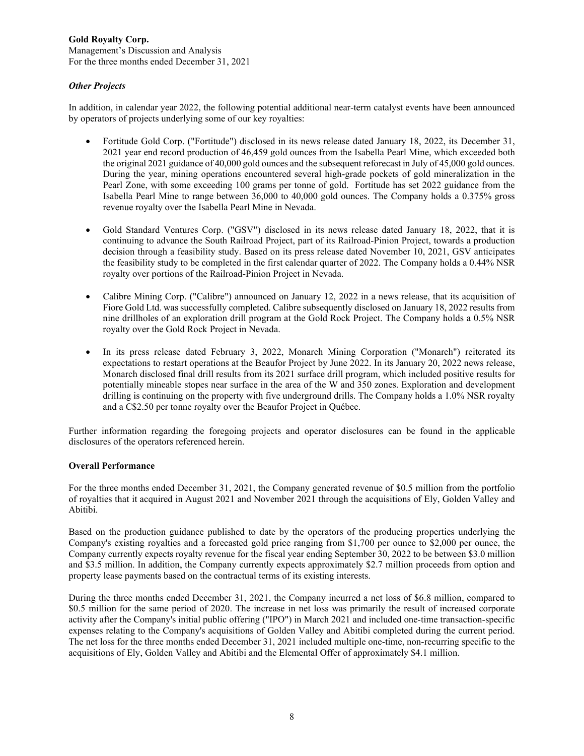### *Other Projects*

In addition, in calendar year 2022, the following potential additional near-term catalyst events have been announced by operators of projects underlying some of our key royalties:

- Fortitude Gold Corp. ("Fortitude") disclosed in its news release dated January 18, 2022, its December 31, 2021 year end record production of 46,459 gold ounces from the Isabella Pearl Mine, which exceeded both the original 2021 guidance of 40,000 gold ounces and the subsequent reforecast in July of 45,000 gold ounces. During the year, mining operations encountered several high-grade pockets of gold mineralization in the Pearl Zone, with some exceeding 100 grams per tonne of gold. Fortitude has set 2022 guidance from the Isabella Pearl Mine to range between 36,000 to 40,000 gold ounces. The Company holds a 0.375% gross revenue royalty over the Isabella Pearl Mine in Nevada.

- Gold Standard Ventures Corp. ("GSV") disclosed in its news release dated January 18, 2022, that it is continuing to advance the South Railroad Project, part of its Railroad-Pinion Project, towards a production decision through a feasibility study. Based on its press release dated November 10, 2021, GSV anticipates the feasibility study to be completed in the first calendar quarter of 2022. The Company holds a 0.44% NSR royalty over portions of the Railroad-Pinion Project in Nevada.

- Calibre Mining Corp. ("Calibre") announced on January 12, 2022 in a news release, that its acquisition of Fiore Gold Ltd. was successfully completed. Calibre subsequently disclosed on January 18, 2022 results from nine drillholes of an exploration drill program at the Gold Rock Project. The Company holds a 0.5% NSR royalty over the Gold Rock Project in Nevada.

- In its press release dated February 3, 2022, Monarch Mining Corporation ("Monarch") reiterated its expectations to restart operations at the Beaufor Project by June 2022. In its January 20, 2022 news release, Monarch disclosed final drill results from its 2021 surface drill program, which included positive results for potentially mineable stopes near surface in the area of the W and 350 zones. Exploration and development drilling is continuing on the property with five underground drills. The Company holds a 1.0% NSR royalty and a C$2.50 per tonne royalty over the Beaufor Project in Québec.

Further information regarding the foregoing projects and operator disclosures can be found in the applicable disclosures of the operators referenced herein.

## Overall Performance

For the three months ended December 31, 2021, the Company generated revenue of $0.5 million from the portfolio of royalties that it acquired in August 2021 and November 2021 through the acquisitions of Ely, Golden Valley and Abitibi.

Based on the production guidance published to date by the operators of the producing properties underlying the Company's existing royalties and a forecasted gold price ranging from $1,700 per ounce to $2,000 per ounce, the Company currently expects royalty revenue for the fiscal year ending September 30, 2022 to be between $3.0 million and $3.5 million. In addition, the Company currently expects approximately $2.7 million proceeds from option and property lease payments based on the contractual terms of its existing interests.

During the three months ended December 31, 2021, the Company incurred a net loss of $6.8 million, compared to $0.5 million for the same period of 2020. The increase in net loss was primarily the result of increased corporate activity after the Company's initial public offering ("IPO") in March 2021 and included one-time transaction-specific expenses relating to the Company's acquisitions of Golden Valley and Abitibi completed during the current period. The net loss for the three months ended December 31, 2021 included multiple one-time, non-recurring specific to the acquisitions of Ely, Golden Valley and Abitibi and the Elemental Offer of approximately $4.1 million.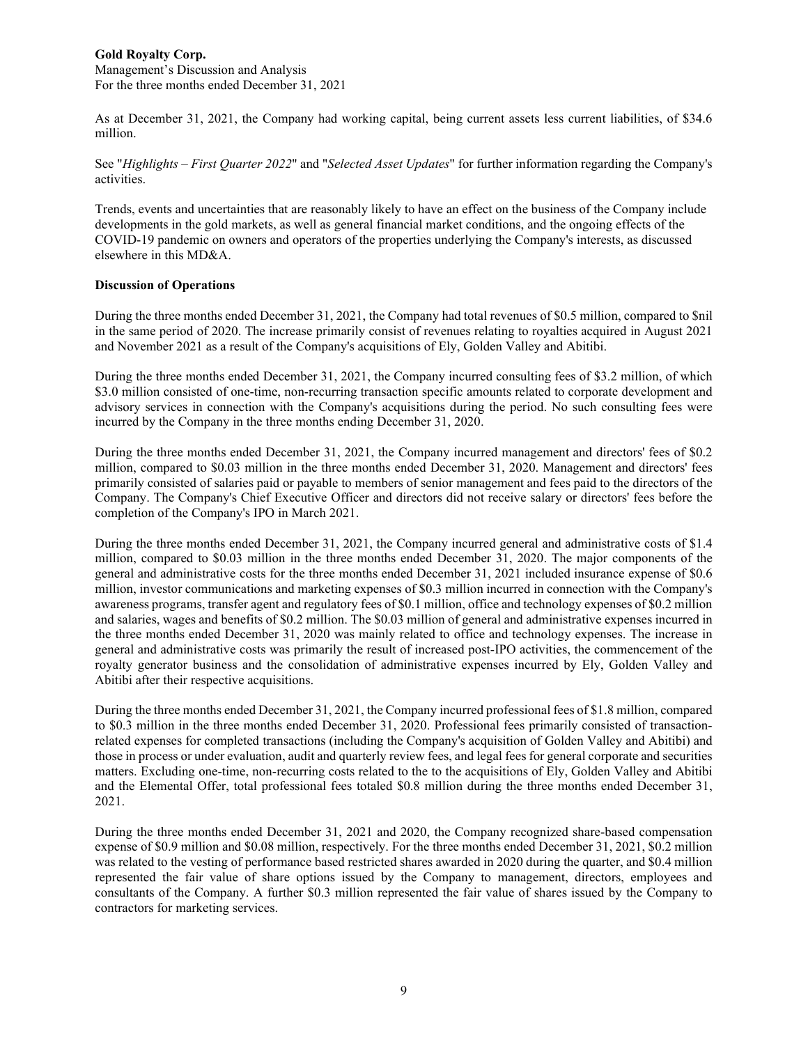As at December 31, 2021, the Company had working capital, being current assets less current liabilities, of $34.6 million.

See "*Highlights – First Quarter 2022*" and "*Selected Asset Updates*" for further information regarding the Company's activities.

Trends, events and uncertainties that are reasonably likely to have an effect on the business of the Company include developments in the gold markets, as well as general financial market conditions, and the ongoing effects of the COVID-19 pandemic on owners and operators of the properties underlying the Company's interests, as discussed elsewhere in this MD&A.

**Discussion of Operations**

During the three months ended December 31, 2021, the Company had total revenues of $0.5 million, compared to $nil in the same period of 2020. The increase primarily consist of revenues relating to royalties acquired in August 2021 and November 2021 as a result of the Company's acquisitions of Ely, Golden Valley and Abitibi.

During the three months ended December 31, 2021, the Company incurred consulting fees of $3.2 million, of which $3.0 million consisted of one-time, non-recurring transaction specific amounts related to corporate development and advisory services in connection with the Company's acquisitions during the period. No such consulting fees were incurred by the Company in the three months ending December 31, 2020.

During the three months ended December 31, 2021, the Company incurred management and directors' fees of $0.2 million, compared to $0.03 million in the three months ended December 31, 2020. Management and directors' fees primarily consisted of salaries paid or payable to members of senior management and fees paid to the directors of the Company. The Company's Chief Executive Officer and directors did not receive salary or directors' fees before the completion of the Company's IPO in March 2021.

During the three months ended December 31, 2021, the Company incurred general and administrative costs of $1.4 million, compared to $0.03 million in the three months ended December 31, 2020. The major components of the general and administrative costs for the three months ended December 31, 2021 included insurance expense of $0.6 million, investor communications and marketing expenses of $0.3 million incurred in connection with the Company's awareness programs, transfer agent and regulatory fees of $0.1 million, office and technology expenses of $0.2 million and salaries, wages and benefits of $0.2 million. The $0.03 million of general and administrative expenses incurred in the three months ended December 31, 2020 was mainly related to office and technology expenses. The increase in general and administrative costs was primarily the result of increased post-IPO activities, the commencement of the royalty generator business and the consolidation of administrative expenses incurred by Ely, Golden Valley and Abitibi after their respective acquisitions.

During the three months ended December 31, 2021, the Company incurred professional fees of $1.8 million, compared to $0.3 million in the three months ended December 31, 2020. Professional fees primarily consisted of transaction-related expenses for completed transactions (including the Company's acquisition of Golden Valley and Abitibi) and those in process or under evaluation, audit and quarterly review fees, and legal fees for general corporate and securities matters. Excluding one-time, non-recurring costs related to the to the acquisitions of Ely, Golden Valley and Abitibi and the Elemental Offer, total professional fees totaled $0.8 million during the three months ended December 31, 2021.

During the three months ended December 31, 2021 and 2020, the Company recognized share-based compensation expense of $0.9 million and $0.08 million, respectively. For the three months ended December 31, 2021, $0.2 million was related to the vesting of performance based restricted shares awarded in 2020 during the quarter, and $0.4 million represented the fair value of share options issued by the Company to management, directors, employees and consultants of the Company. A further $0.3 million represented the fair value of shares issued by the Company to contractors for marketing services.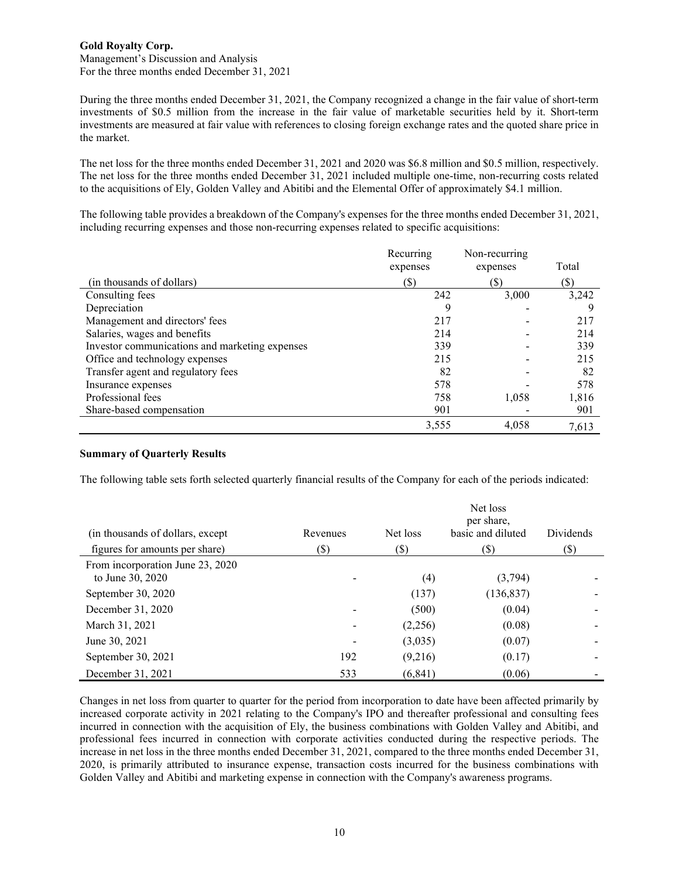During the three months ended December 31, 2021, the Company recognized a change in the fair value of short-term investments of $0.5 million from the increase in the fair value of marketable securities held by it. Short-term investments are measured at fair value with references to closing foreign exchange rates and the quoted share price in the market.

The net loss for the three months ended December 31, 2021 and 2020 was $6.8 million and $0.5 million, respectively. The net loss for the three months ended December 31, 2021 included multiple one-time, non-recurring costs related to the acquisitions of Ely, Golden Valley and Abitibi and the Elemental Offer of approximately $4.1 million.

The following table provides a breakdown of the Company's expenses for the three months ended December 31, 2021, including recurring expenses and those non-recurring expenses related to specific acquisitions:

| (in thousands of dollars) | Recurring expenses ($) | Non-recurring expenses ($) | Total ($) |
|---|---|---|---|
| Consulting fees | 242 | 3,000 | 3,242 |
| Depreciation | 9 | - | 9 |
| Management and directors' fees | 217 | - | 217 |
| Salaries, wages and benefits | 214 | - | 214 |
| Investor communications and marketing expenses | 339 | - | 339 |
| Office and technology expenses | 215 | - | 215 |
| Transfer agent and regulatory fees | 82 | - | 82 |
| Insurance expenses | 578 | - | 578 |
| Professional fees | 758 | 1,058 | 1,816 |
| Share-based compensation | 901 | - | 901 |
| | 3,555 | 4,058 | 7,613 |

**Summary of Quarterly Results**

The following table sets forth selected quarterly financial results of the Company for each of the periods indicated:

| (in thousands of dollars, except figures for amounts per share) | Revenues ($) | Net loss ($) | Net loss per share, basic and diluted ($) | Dividends ($) |
|---|---|---|---|---|
| From incorporation June 23, 2020 to June 30, 2020 | - | (4) | (3,794) | - |
| September 30, 2020 | | (137) | (136,837) | - |
| December 31, 2020 | - | (500) | (0.04) | - |
| March 31, 2021 | - | (2,256) | (0.08) | - |
| June 30, 2021 | - | (3,035) | (0.07) | - |
| September 30, 2021 | 192 | (9,216) | (0.17) | - |
| December 31, 2021 | 533 | (6,841) | (0.06) | - |

Changes in net loss from quarter to quarter for the period from incorporation to date have been affected primarily by increased corporate activity in 2021 relating to the Company's IPO and thereafter professional and consulting fees incurred in connection with the acquisition of Ely, the business combinations with Golden Valley and Abitibi, and professional fees incurred in connection with corporate activities conducted during the respective periods. The increase in net loss in the three months ended December 31, 2021, compared to the three months ended December 31, 2020, is primarily attributed to insurance expense, transaction costs incurred for the business combinations with Golden Valley and Abitibi and marketing expense in connection with the Company's awareness programs.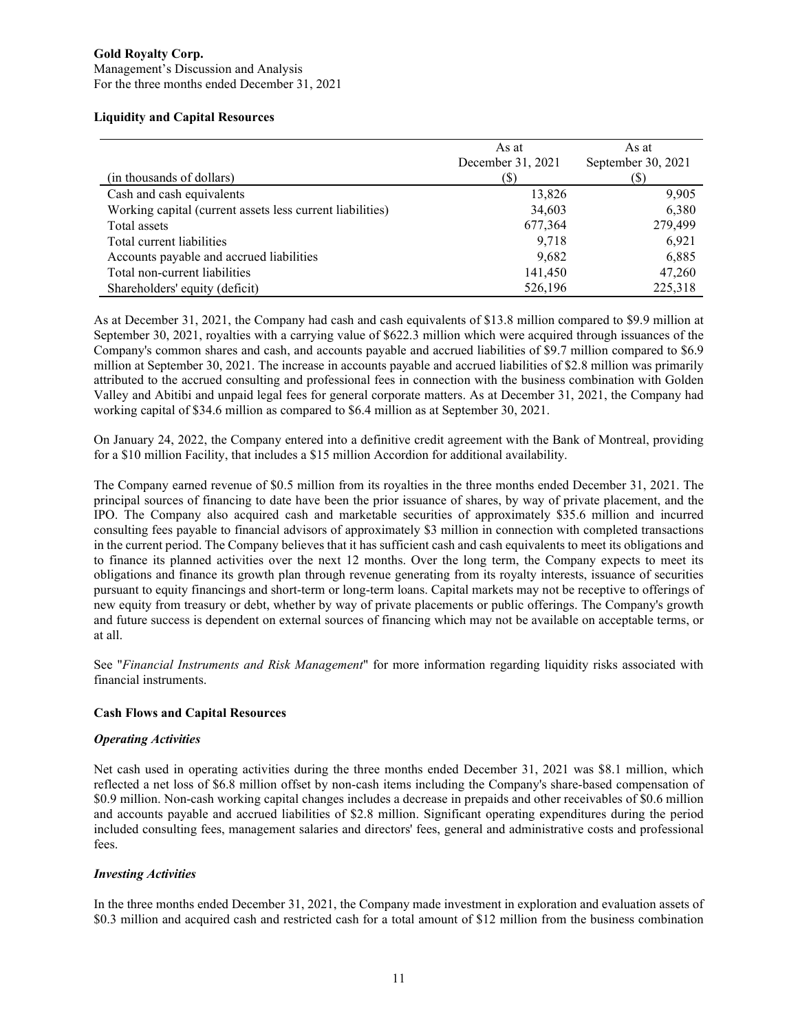### Liquidity and Capital Resources

| (in thousands of dollars) | As at December 31, 2021 ($) | As at September 30, 2021 ($) |
|---|---|---|
| Cash and cash equivalents | 13,826 | 9,905 |
| Working capital (current assets less current liabilities) | 34,603 | 6,380 |
| Total assets | 677,364 | 279,499 |
| Total current liabilities | 9,718 | 6,921 |
| Accounts payable and accrued liabilities | 9,682 | 6,885 |
| Total non-current liabilities | 141,450 | 47,260 |
| Shareholders' equity (deficit) | 526,196 | 225,318 |

As at December 31, 2021, the Company had cash and cash equivalents of $13.8 million compared to $9.9 million at September 30, 2021, royalties with a carrying value of $622.3 million which were acquired through issuances of the Company's common shares and cash, and accounts payable and accrued liabilities of $9.7 million compared to $6.9 million at September 30, 2021. The increase in accounts payable and accrued liabilities of $2.8 million was primarily attributed to the accrued consulting and professional fees in connection with the business combination with Golden Valley and Abitibi and unpaid legal fees for general corporate matters. As at December 31, 2021, the Company had working capital of $34.6 million as compared to $6.4 million as at September 30, 2021.

On January 24, 2022, the Company entered into a definitive credit agreement with the Bank of Montreal, providing for a $10 million Facility, that includes a $15 million Accordion for additional availability.

The Company earned revenue of $0.5 million from its royalties in the three months ended December 31, 2021. The principal sources of financing to date have been the prior issuance of shares, by way of private placement, and the IPO. The Company also acquired cash and marketable securities of approximately $35.6 million and incurred consulting fees payable to financial advisors of approximately $3 million in connection with completed transactions in the current period. The Company believes that it has sufficient cash and cash equivalents to meet its obligations and to finance its planned activities over the next 12 months. Over the long term, the Company expects to meet its obligations and finance its growth plan through revenue generating from its royalty interests, issuance of securities pursuant to equity financings and short-term or long-term loans. Capital markets may not be receptive to offerings of new equity from treasury or debt, whether by way of private placements or public offerings. The Company's growth and future success is dependent on external sources of financing which may not be available on acceptable terms, or at all.

See "*Financial Instruments and Risk Management*" for more information regarding liquidity risks associated with financial instruments.

### Cash Flows and Capital Resources

#### *Operating Activities*

Net cash used in operating activities during the three months ended December 31, 2021 was $8.1 million, which reflected a net loss of $6.8 million offset by non-cash items including the Company's share-based compensation of $0.9 million. Non-cash working capital changes includes a decrease in prepaids and other receivables of $0.6 million and accounts payable and accrued liabilities of $2.8 million. Significant operating expenditures during the period included consulting fees, management salaries and directors' fees, general and administrative costs and professional fees.

#### *Investing Activities*

In the three months ended December 31, 2021, the Company made investment in exploration and evaluation assets of $0.3 million and acquired cash and restricted cash for a total amount of $12 million from the business combination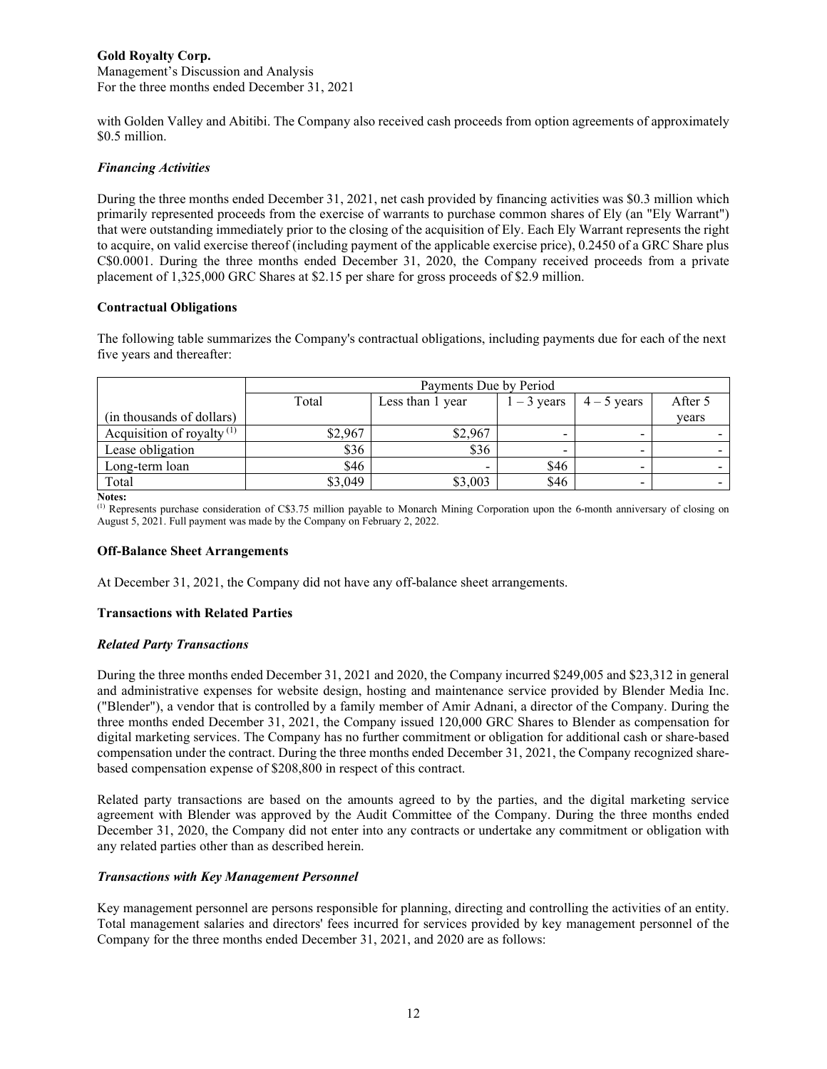with Golden Valley and Abitibi. The Company also received cash proceeds from option agreements of approximately $0.5 million.

### *Financing Activities*

During the three months ended December 31, 2021, net cash provided by financing activities was $0.3 million which primarily represented proceeds from the exercise of warrants to purchase common shares of Ely (an "Ely Warrant") that were outstanding immediately prior to the closing of the acquisition of Ely. Each Ely Warrant represents the right to acquire, on valid exercise thereof (including payment of the applicable exercise price), 0.2450 of a GRC Share plus C$0.0001. During the three months ended December 31, 2020, the Company received proceeds from a private placement of 1,325,000 GRC Shares at $2.15 per share for gross proceeds of $2.9 million.

## Contractual Obligations

The following table summarizes the Company's contractual obligations, including payments due for each of the next five years and thereafter:

| | Payments Due by Period | | | | |
|---|---|---|---|---|---|
| (in thousands of dollars) | Total | Less than 1 year | 1 – 3 years | 4 – 5 years | After 5 years |
| Acquisition of royalty [1] | $2,967 | $2,967 | - | - | - |
| Lease obligation | $36 | $36 | - | - | - |
| Long-term loan | $46 | - | $46 | - | - |
| Total | $3,049 | $3,003 | $46 | - | - |

**Notes:**
[1] Represents purchase consideration of C$3.75 million payable to Monarch Mining Corporation upon the 6-month anniversary of closing on August 5, 2021. Full payment was made by the Company on February 2, 2022.

## Off-Balance Sheet Arrangements

At December 31, 2021, the Company did not have any off-balance sheet arrangements.

## Transactions with Related Parties

### *Related Party Transactions*

During the three months ended December 31, 2021 and 2020, the Company incurred $249,005 and $23,312 in general and administrative expenses for website design, hosting and maintenance service provided by Blender Media Inc. ("Blender"), a vendor that is controlled by a family member of Amir Adnani, a director of the Company. During the three months ended December 31, 2021, the Company issued 120,000 GRC Shares to Blender as compensation for digital marketing services. The Company has no further commitment or obligation for additional cash or share-based compensation under the contract. During the three months ended December 31, 2021, the Company recognized share-based compensation expense of $208,800 in respect of this contract.

Related party transactions are based on the amounts agreed to by the parties, and the digital marketing service agreement with Blender was approved by the Audit Committee of the Company. During the three months ended December 31, 2020, the Company did not enter into any contracts or undertake any commitment or obligation with any related parties other than as described herein.

### *Transactions with Key Management Personnel*

Key management personnel are persons responsible for planning, directing and controlling the activities of an entity. Total management salaries and directors' fees incurred for services provided by key management personnel of the Company for the three months ended December 31, 2021, and 2020 are as follows: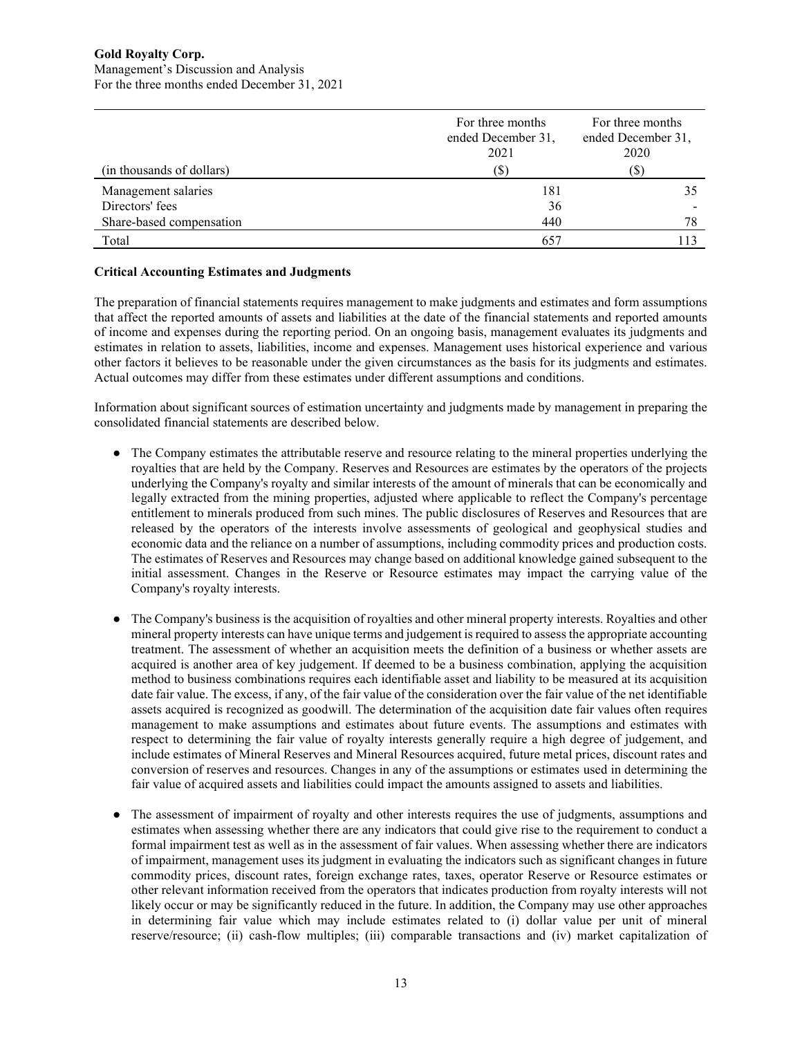| (in thousands of dollars) | For three months ended December 31, 2021 ($) | For three months ended December 31, 2020 ($) |
|---|---|---|
| Management salaries | 181 | 35 |
| Directors' fees | 36 | - |
| Share-based compensation | 440 | 78 |
| Total | 657 | 113 |

**Critical Accounting Estimates and Judgments**

The preparation of financial statements requires management to make judgments and estimates and form assumptions that affect the reported amounts of assets and liabilities at the date of the financial statements and reported amounts of income and expenses during the reporting period. On an ongoing basis, management evaluates its judgments and estimates in relation to assets, liabilities, income and expenses. Management uses historical experience and various other factors it believes to be reasonable under the given circumstances as the basis for its judgments and estimates. Actual outcomes may differ from these estimates under different assumptions and conditions.

Information about significant sources of estimation uncertainty and judgments made by management in preparing the consolidated financial statements are described below.

- The Company estimates the attributable reserve and resource relating to the mineral properties underlying the royalties that are held by the Company. Reserves and Resources are estimates by the operators of the projects underlying the Company's royalty and similar interests of the amount of minerals that can be economically and legally extracted from the mining properties, adjusted where applicable to reflect the Company's percentage entitlement to minerals produced from such mines. The public disclosures of Reserves and Resources that are released by the operators of the interests involve assessments of geological and geophysical studies and economic data and the reliance on a number of assumptions, including commodity prices and production costs. The estimates of Reserves and Resources may change based on additional knowledge gained subsequent to the initial assessment. Changes in the Reserve or Resource estimates may impact the carrying value of the Company's royalty interests.

- The Company's business is the acquisition of royalties and other mineral property interests. Royalties and other mineral property interests can have unique terms and judgement is required to assess the appropriate accounting treatment. The assessment of whether an acquisition meets the definition of a business or whether assets are acquired is another area of key judgement. If deemed to be a business combination, applying the acquisition method to business combinations requires each identifiable asset and liability to be measured at its acquisition date fair value. The excess, if any, of the fair value of the consideration over the fair value of the net identifiable assets acquired is recognized as goodwill. The determination of the acquisition date fair values often requires management to make assumptions and estimates about future events. The assumptions and estimates with respect to determining the fair value of royalty interests generally require a high degree of judgement, and include estimates of Mineral Reserves and Mineral Resources acquired, future metal prices, discount rates and conversion of reserves and resources. Changes in any of the assumptions or estimates used in determining the fair value of acquired assets and liabilities could impact the amounts assigned to assets and liabilities.

- The assessment of impairment of royalty and other interests requires the use of judgments, assumptions and estimates when assessing whether there are any indicators that could give rise to the requirement to conduct a formal impairment test as well as in the assessment of fair values. When assessing whether there are indicators of impairment, management uses its judgment in evaluating the indicators such as significant changes in future commodity prices, discount rates, foreign exchange rates, taxes, operator Reserve or Resource estimates or other relevant information received from the operators that indicates production from royalty interests will not likely occur or may be significantly reduced in the future. In addition, the Company may use other approaches in determining fair value which may include estimates related to (i) dollar value per unit of mineral reserve/resource; (ii) cash-flow multiples; (iii) comparable transactions and (iv) market capitalization of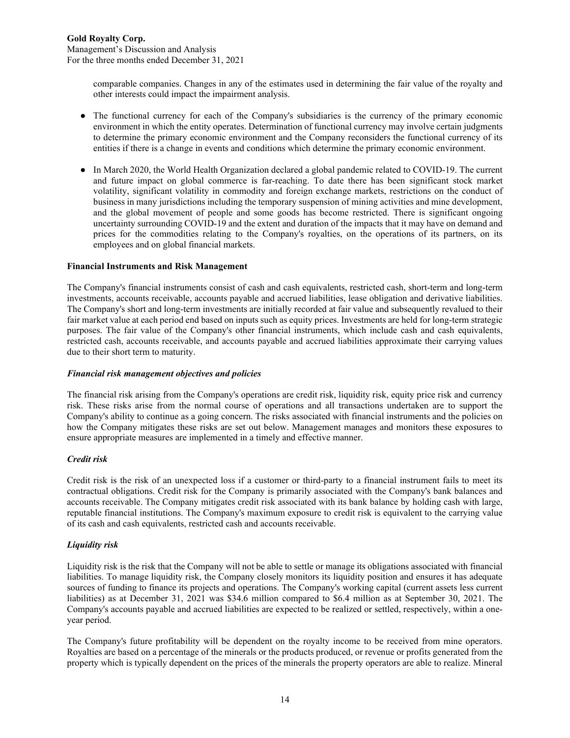comparable companies. Changes in any of the estimates used in determining the fair value of the royalty and other interests could impact the impairment analysis.

- The functional currency for each of the Company's subsidiaries is the currency of the primary economic environment in which the entity operates. Determination of functional currency may involve certain judgments to determine the primary economic environment and the Company reconsiders the functional currency of its entities if there is a change in events and conditions which determine the primary economic environment.

- In March 2020, the World Health Organization declared a global pandemic related to COVID-19. The current and future impact on global commerce is far-reaching. To date there has been significant stock market volatility, significant volatility in commodity and foreign exchange markets, restrictions on the conduct of business in many jurisdictions including the temporary suspension of mining activities and mine development, and the global movement of people and some goods has become restricted. There is significant ongoing uncertainty surrounding COVID-19 and the extent and duration of the impacts that it may have on demand and prices for the commodities relating to the Company's royalties, on the operations of its partners, on its employees and on global financial markets.

**Financial Instruments and Risk Management**

The Company's financial instruments consist of cash and cash equivalents, restricted cash, short-term and long-term investments, accounts receivable, accounts payable and accrued liabilities, lease obligation and derivative liabilities. The Company's short and long-term investments are initially recorded at fair value and subsequently revalued to their fair market value at each period end based on inputs such as equity prices. Investments are held for long-term strategic purposes. The fair value of the Company's other financial instruments, which include cash and cash equivalents, restricted cash, accounts receivable, and accounts payable and accrued liabilities approximate their carrying values due to their short term to maturity.

***Financial risk management objectives and policies***

The financial risk arising from the Company's operations are credit risk, liquidity risk, equity price risk and currency risk. These risks arise from the normal course of operations and all transactions undertaken are to support the Company's ability to continue as a going concern. The risks associated with financial instruments and the policies on how the Company mitigates these risks are set out below. Management manages and monitors these exposures to ensure appropriate measures are implemented in a timely and effective manner.

***Credit risk***

Credit risk is the risk of an unexpected loss if a customer or third-party to a financial instrument fails to meet its contractual obligations. Credit risk for the Company is primarily associated with the Company's bank balances and accounts receivable. The Company mitigates credit risk associated with its bank balance by holding cash with large, reputable financial institutions. The Company's maximum exposure to credit risk is equivalent to the carrying value of its cash and cash equivalents, restricted cash and accounts receivable.

***Liquidity risk***

Liquidity risk is the risk that the Company will not be able to settle or manage its obligations associated with financial liabilities. To manage liquidity risk, the Company closely monitors its liquidity position and ensures it has adequate sources of funding to finance its projects and operations. The Company's working capital (current assets less current liabilities) as at December 31, 2021 was $34.6 million compared to $6.4 million as at September 30, 2021. The Company's accounts payable and accrued liabilities are expected to be realized or settled, respectively, within a one-year period.

The Company's future profitability will be dependent on the royalty income to be received from mine operators. Royalties are based on a percentage of the minerals or the products produced, or revenue or profits generated from the property which is typically dependent on the prices of the minerals the property operators are able to realize. Mineral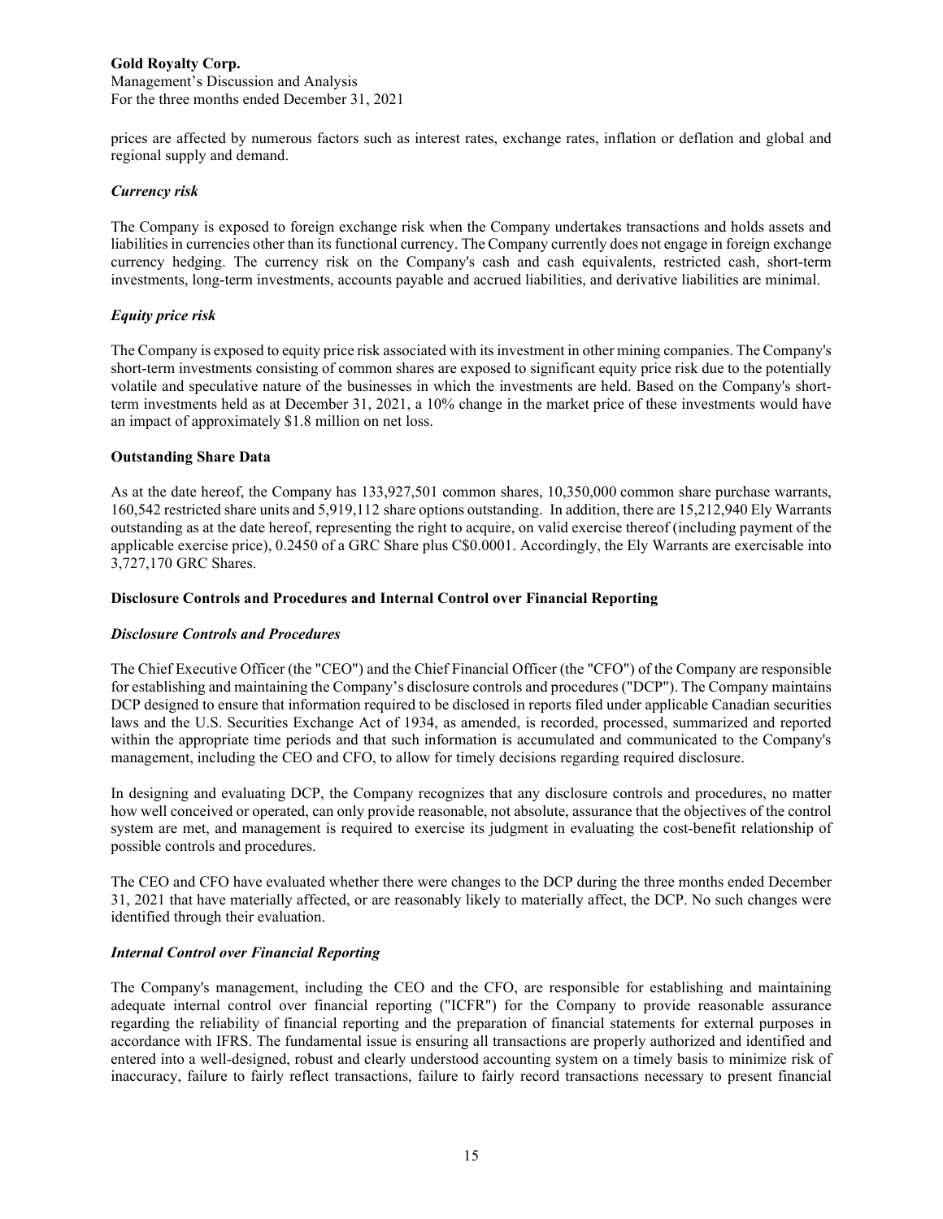prices are affected by numerous factors such as interest rates, exchange rates, inflation or deflation and global and regional supply and demand.

### *Currency risk*

The Company is exposed to foreign exchange risk when the Company undertakes transactions and holds assets and liabilities in currencies other than its functional currency. The Company currently does not engage in foreign exchange currency hedging. The currency risk on the Company's cash and cash equivalents, restricted cash, short-term investments, long-term investments, accounts payable and accrued liabilities, and derivative liabilities are minimal.

### *Equity price risk*

The Company is exposed to equity price risk associated with its investment in other mining companies. The Company's short-term investments consisting of common shares are exposed to significant equity price risk due to the potentially volatile and speculative nature of the businesses in which the investments are held. Based on the Company's short-term investments held as at December 31, 2021, a 10% change in the market price of these investments would have an impact of approximately $1.8 million on net loss.

## **Outstanding Share Data**

As at the date hereof, the Company has 133,927,501 common shares, 10,350,000 common share purchase warrants, 160,542 restricted share units and 5,919,112 share options outstanding. In addition, there are 15,212,940 Ely Warrants outstanding as at the date hereof, representing the right to acquire, on valid exercise thereof (including payment of the applicable exercise price), 0.2450 of a GRC Share plus C$0.0001. Accordingly, the Ely Warrants are exercisable into 3,727,170 GRC Shares.

## **Disclosure Controls and Procedures and Internal Control over Financial Reporting**

### *Disclosure Controls and Procedures*

The Chief Executive Officer (the "CEO") and the Chief Financial Officer (the "CFO") of the Company are responsible for establishing and maintaining the Company's disclosure controls and procedures ("DCP"). The Company maintains DCP designed to ensure that information required to be disclosed in reports filed under applicable Canadian securities laws and the U.S. Securities Exchange Act of 1934, as amended, is recorded, processed, summarized and reported within the appropriate time periods and that such information is accumulated and communicated to the Company's management, including the CEO and CFO, to allow for timely decisions regarding required disclosure.

In designing and evaluating DCP, the Company recognizes that any disclosure controls and procedures, no matter how well conceived or operated, can only provide reasonable, not absolute, assurance that the objectives of the control system are met, and management is required to exercise its judgment in evaluating the cost-benefit relationship of possible controls and procedures.

The CEO and CFO have evaluated whether there were changes to the DCP during the three months ended December 31, 2021 that have materially affected, or are reasonably likely to materially affect, the DCP. No such changes were identified through their evaluation.

### *Internal Control over Financial Reporting*

The Company's management, including the CEO and the CFO, are responsible for establishing and maintaining adequate internal control over financial reporting ("ICFR") for the Company to provide reasonable assurance regarding the reliability of financial reporting and the preparation of financial statements for external purposes in accordance with IFRS. The fundamental issue is ensuring all transactions are properly authorized and identified and entered into a well-designed, robust and clearly understood accounting system on a timely basis to minimize risk of inaccuracy, failure to fairly reflect transactions, failure to fairly record transactions necessary to present financial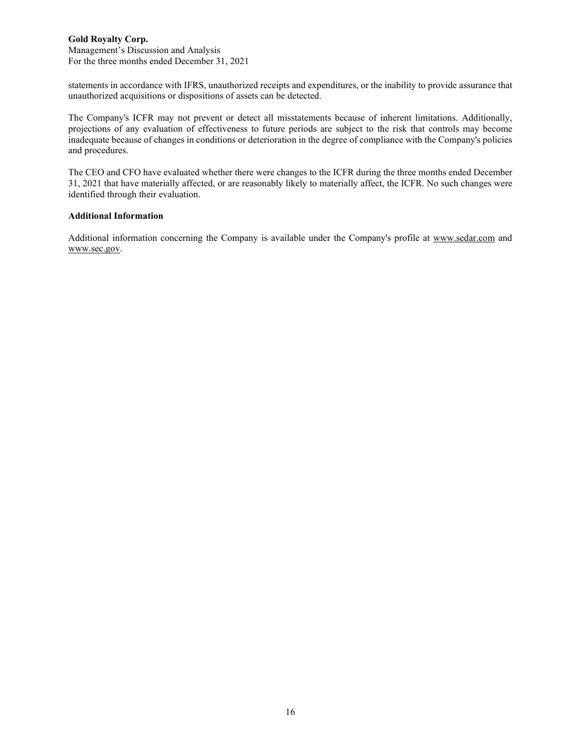statements in accordance with IFRS, unauthorized receipts and expenditures, or the inability to provide assurance that unauthorized acquisitions or dispositions of assets can be detected.

The Company's ICFR may not prevent or detect all misstatements because of inherent limitations. Additionally, projections of any evaluation of effectiveness to future periods are subject to the risk that controls may become inadequate because of changes in conditions or deterioration in the degree of compliance with the Company's policies and procedures.

The CEO and CFO have evaluated whether there were changes to the ICFR during the three months ended December 31, 2021 that have materially affected, or are reasonably likely to materially affect, the ICFR. No such changes were identified through their evaluation.

**Additional Information**

Additional information concerning the Company is available under the Company's profile at www.sedar.com and www.sec.gov.